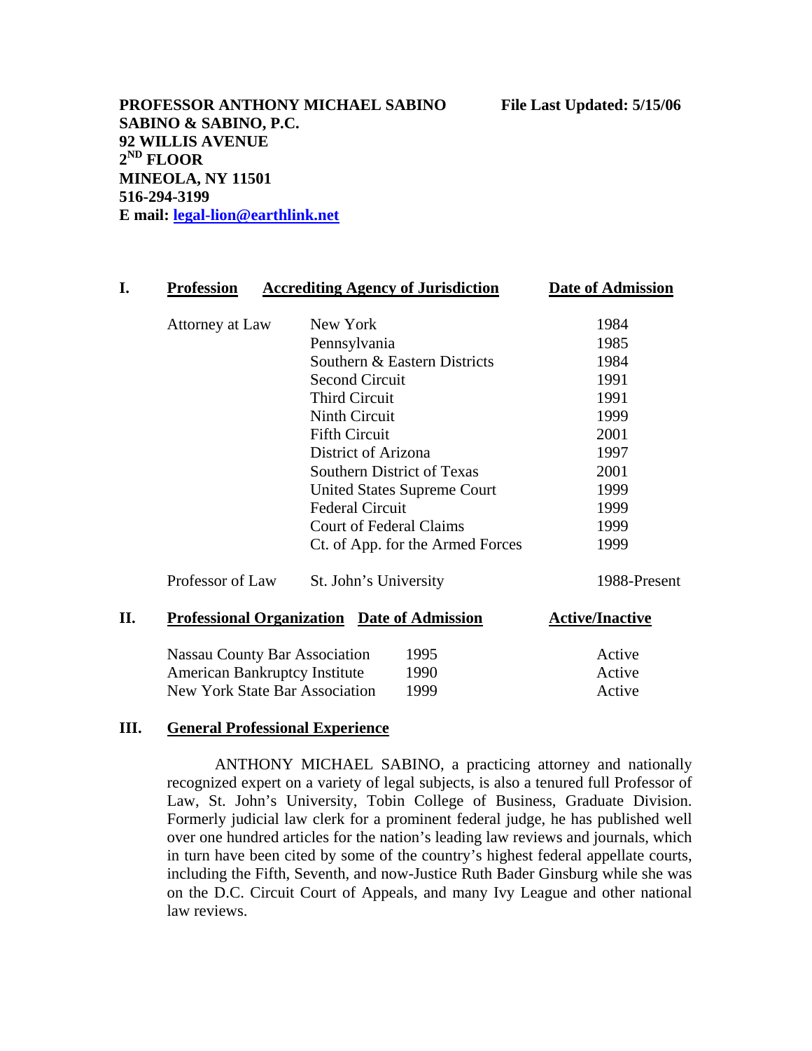**PROFESSOR ANTHONY MICHAEL SABINO** **File Last Updated: 5/15/06**
**SABINO & SABINO, P.C.**
**92 WILLIS AVENUE**
**2ND FLOOR**
**MINEOLA, NY 11501**
**516-294-3199**
**E mail: legal-lion@earthlink.net**

## I.

| Profession | Accrediting Agency of Jurisdiction | Date of Admission |
|---|---|---|
| Attorney at Law | New York | 1984 |
| | Pennsylvania | 1985 |
| | Southern & Eastern Districts | 1984 |
| | Second Circuit | 1991 |
| | Third Circuit | 1991 |
| | Ninth Circuit | 1999 |
| | Fifth Circuit | 2001 |
| | District of Arizona | 1997 |
| | Southern District of Texas | 2001 |
| | United States Supreme Court | 1999 |
| | Federal Circuit | 1999 |
| | Court of Federal Claims | 1999 |
| | Ct. of App. for the Armed Forces | 1999 |
| Professor of Law | St. John's University | 1988-Present |

## II.

| Professional Organization | Date of Admission | Active/Inactive |
|---|---|---|
| Nassau County Bar Association | 1995 | Active |
| American Bankruptcy Institute | 1990 | Active |
| New York State Bar Association | 1999 | Active |

## III. General Professional Experience

ANTHONY MICHAEL SABINO, a practicing attorney and nationally recognized expert on a variety of legal subjects, is also a tenured full Professor of Law, St. John's University, Tobin College of Business, Graduate Division. Formerly judicial law clerk for a prominent federal judge, he has published well over one hundred articles for the nation's leading law reviews and journals, which in turn have been cited by some of the country's highest federal appellate courts, including the Fifth, Seventh, and now-Justice Ruth Bader Ginsburg while she was on the D.C. Circuit Court of Appeals, and many Ivy League and other national law reviews.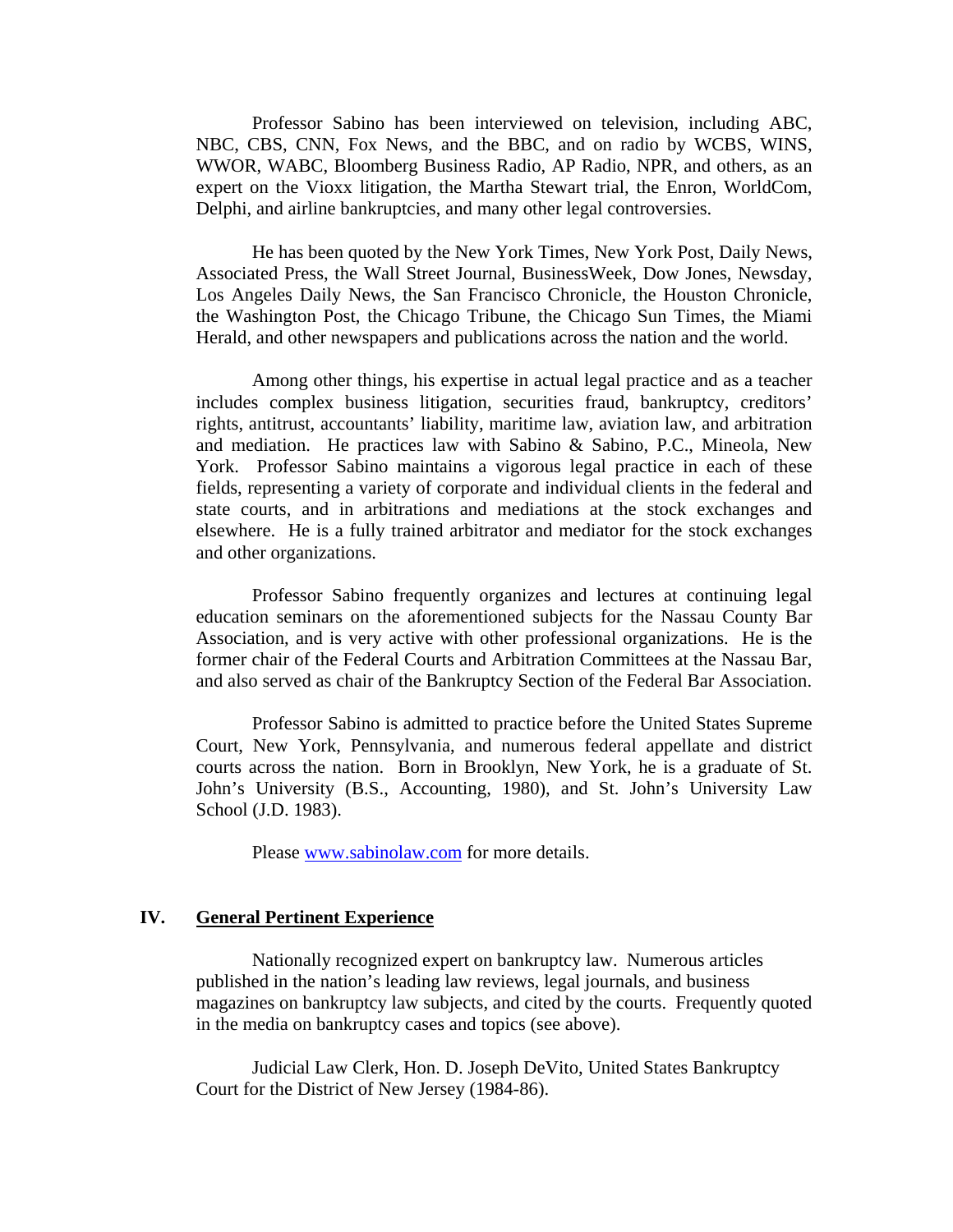Professor Sabino has been interviewed on television, including ABC, NBC, CBS, CNN, Fox News, and the BBC, and on radio by WCBS, WINS, WWOR, WABC, Bloomberg Business Radio, AP Radio, NPR, and others, as an expert on the Vioxx litigation, the Martha Stewart trial, the Enron, WorldCom, Delphi, and airline bankruptcies, and many other legal controversies.

He has been quoted by the New York Times, New York Post, Daily News, Associated Press, the Wall Street Journal, BusinessWeek, Dow Jones, Newsday, Los Angeles Daily News, the San Francisco Chronicle, the Houston Chronicle, the Washington Post, the Chicago Tribune, the Chicago Sun Times, the Miami Herald, and other newspapers and publications across the nation and the world.

Among other things, his expertise in actual legal practice and as a teacher includes complex business litigation, securities fraud, bankruptcy, creditors' rights, antitrust, accountants' liability, maritime law, aviation law, and arbitration and mediation. He practices law with Sabino & Sabino, P.C., Mineola, New York. Professor Sabino maintains a vigorous legal practice in each of these fields, representing a variety of corporate and individual clients in the federal and state courts, and in arbitrations and mediations at the stock exchanges and elsewhere. He is a fully trained arbitrator and mediator for the stock exchanges and other organizations.

Professor Sabino frequently organizes and lectures at continuing legal education seminars on the aforementioned subjects for the Nassau County Bar Association, and is very active with other professional organizations. He is the former chair of the Federal Courts and Arbitration Committees at the Nassau Bar, and also served as chair of the Bankruptcy Section of the Federal Bar Association.

Professor Sabino is admitted to practice before the United States Supreme Court, New York, Pennsylvania, and numerous federal appellate and district courts across the nation. Born in Brooklyn, New York, he is a graduate of St. John's University (B.S., Accounting, 1980), and St. John's University Law School (J.D. 1983).

Please www.sabinolaw.com for more details.

## IV. General Pertinent Experience

Nationally recognized expert on bankruptcy law. Numerous articles published in the nation's leading law reviews, legal journals, and business magazines on bankruptcy law subjects, and cited by the courts. Frequently quoted in the media on bankruptcy cases and topics (see above).

Judicial Law Clerk, Hon. D. Joseph DeVito, United States Bankruptcy Court for the District of New Jersey (1984-86).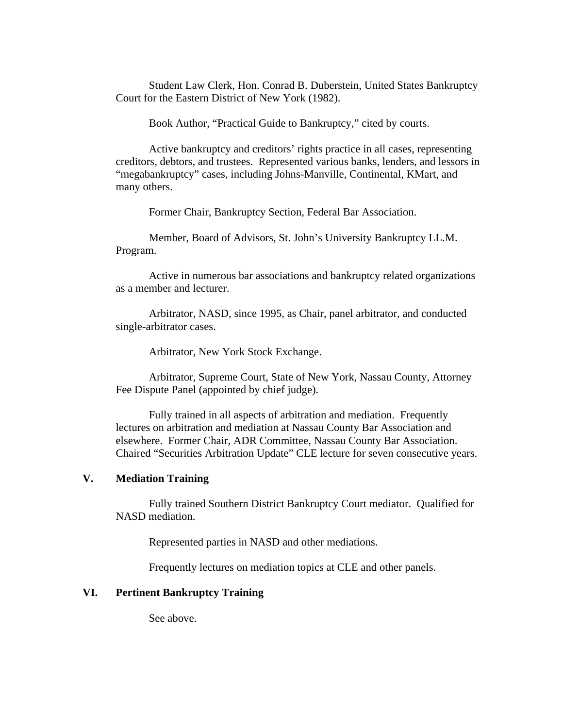Student Law Clerk, Hon. Conrad B. Duberstein, United States Bankruptcy Court for the Eastern District of New York (1982).

Book Author, "Practical Guide to Bankruptcy," cited by courts.

Active bankruptcy and creditors' rights practice in all cases, representing creditors, debtors, and trustees. Represented various banks, lenders, and lessors in "megabankruptcy" cases, including Johns-Manville, Continental, KMart, and many others.

Former Chair, Bankruptcy Section, Federal Bar Association.

Member, Board of Advisors, St. John's University Bankruptcy LL.M. Program.

Active in numerous bar associations and bankruptcy related organizations as a member and lecturer.

Arbitrator, NASD, since 1995, as Chair, panel arbitrator, and conducted single-arbitrator cases.

Arbitrator, New York Stock Exchange.

Arbitrator, Supreme Court, State of New York, Nassau County, Attorney Fee Dispute Panel (appointed by chief judge).

Fully trained in all aspects of arbitration and mediation. Frequently lectures on arbitration and mediation at Nassau County Bar Association and elsewhere. Former Chair, ADR Committee, Nassau County Bar Association. Chaired "Securities Arbitration Update" CLE lecture for seven consecutive years.

## V. Mediation Training

Fully trained Southern District Bankruptcy Court mediator. Qualified for NASD mediation.

Represented parties in NASD and other mediations.

Frequently lectures on mediation topics at CLE and other panels.

## VI. Pertinent Bankruptcy Training

See above.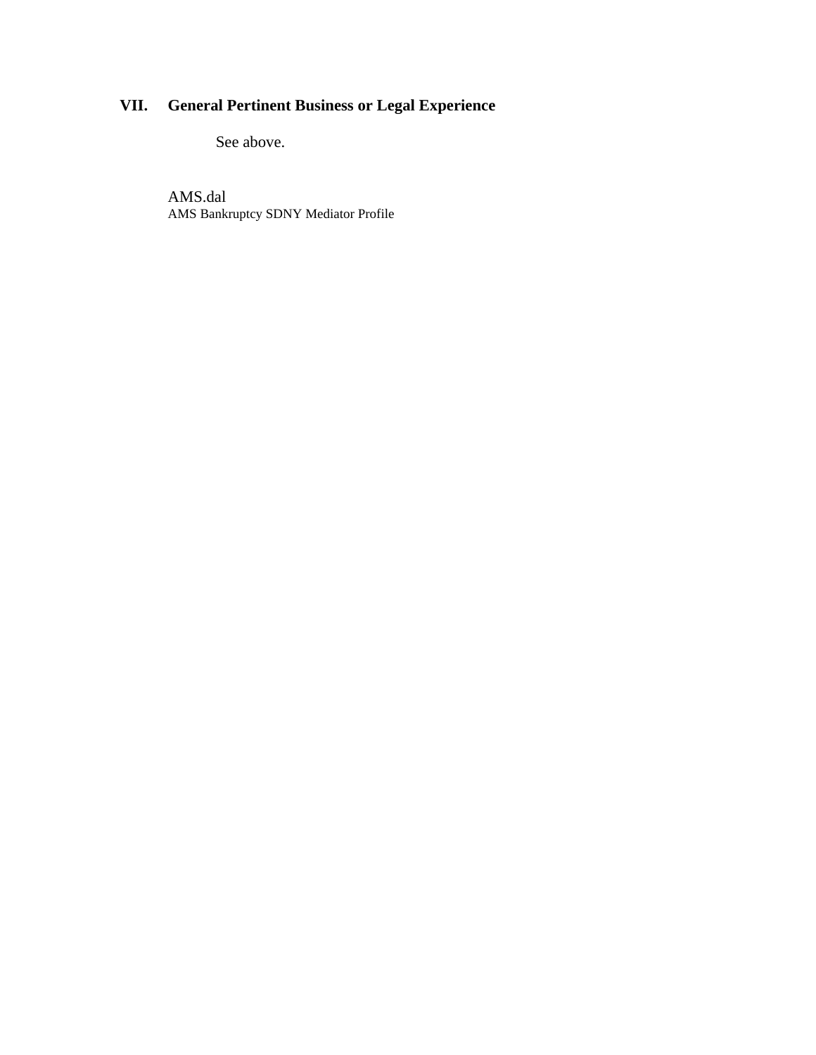## VII. General Pertinent Business or Legal Experience

See above.

AMS.dal
AMS Bankruptcy SDNY Mediator Profile